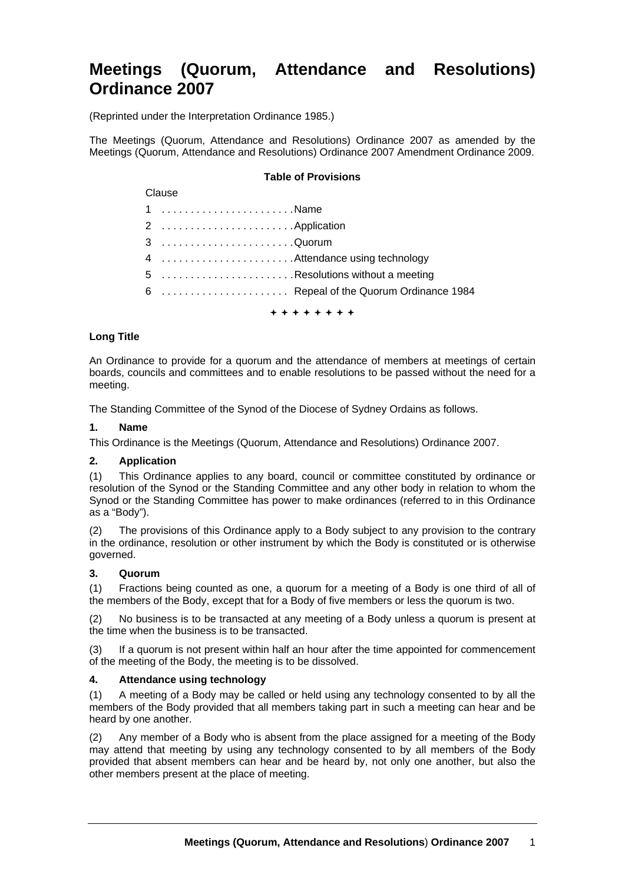# Meetings (Quorum, Attendance and Resolutions) Ordinance 2007

(Reprinted under the Interpretation Ordinance 1985.)

The Meetings (Quorum, Attendance and Resolutions) Ordinance 2007 as amended by the Meetings (Quorum, Attendance and Resolutions) Ordinance 2007 Amendment Ordinance 2009.

**Table of Provisions**

Clause

1 . . . . . . . . . . . . . . . . . . . . . . . Name

2 . . . . . . . . . . . . . . . . . . . . . . . Application

3 . . . . . . . . . . . . . . . . . . . . . . . Quorum

4 . . . . . . . . . . . . . . . . . . . . . . . Attendance using technology

5 . . . . . . . . . . . . . . . . . . . . . . . Resolutions without a meeting

6 . . . . . . . . . . . . . . . . . . . . . . . Repeal of the Quorum Ordinance 1984

✦ ✦ ✦ ✦ ✦ ✦ ✦ ✦

### Long Title

An Ordinance to provide for a quorum and the attendance of members at meetings of certain boards, councils and committees and to enable resolutions to be passed without the need for a meeting.

The Standing Committee of the Synod of the Diocese of Sydney Ordains as follows.

### 1. Name

This Ordinance is the Meetings (Quorum, Attendance and Resolutions) Ordinance 2007.

### 2. Application

(1) This Ordinance applies to any board, council or committee constituted by ordinance or resolution of the Synod or the Standing Committee and any other body in relation to whom the Synod or the Standing Committee has power to make ordinances (referred to in this Ordinance as a "Body").

(2) The provisions of this Ordinance apply to a Body subject to any provision to the contrary in the ordinance, resolution or other instrument by which the Body is constituted or is otherwise governed.

### 3. Quorum

(1) Fractions being counted as one, a quorum for a meeting of a Body is one third of all of the members of the Body, except that for a Body of five members or less the quorum is two.

(2) No business is to be transacted at any meeting of a Body unless a quorum is present at the time when the business is to be transacted.

(3) If a quorum is not present within half an hour after the time appointed for commencement of the meeting of the Body, the meeting is to be dissolved.

### 4. Attendance using technology

(1) A meeting of a Body may be called or held using any technology consented to by all the members of the Body provided that all members taking part in such a meeting can hear and be heard by one another.

(2) Any member of a Body who is absent from the place assigned for a meeting of the Body may attend that meeting by using any technology consented to by all members of the Body provided that absent members can hear and be heard by, not only one another, but also the other members present at the place of meeting.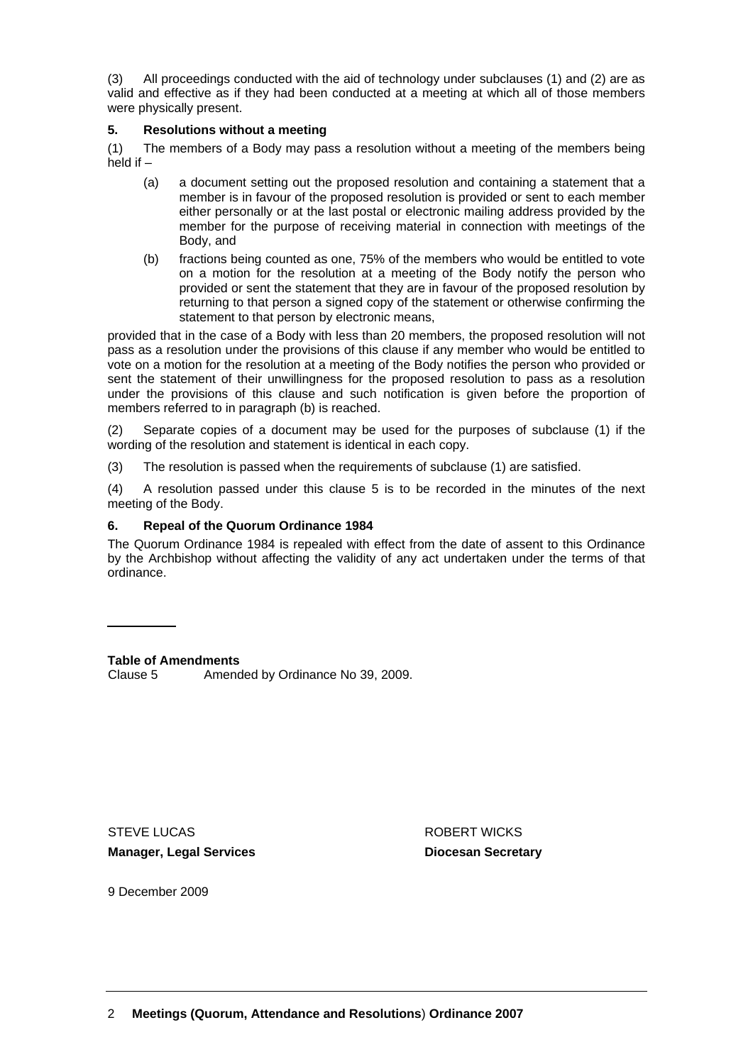(3) All proceedings conducted with the aid of technology under subclauses (1) and (2) are as valid and effective as if they had been conducted at a meeting at which all of those members were physically present.

**5. Resolutions without a meeting**

(1) The members of a Body may pass a resolution without a meeting of the members being held if –

- (a) a document setting out the proposed resolution and containing a statement that a member is in favour of the proposed resolution is provided or sent to each member either personally or at the last postal or electronic mailing address provided by the member for the purpose of receiving material in connection with meetings of the Body, and
- (b) fractions being counted as one, 75% of the members who would be entitled to vote on a motion for the resolution at a meeting of the Body notify the person who provided or sent the statement that they are in favour of the proposed resolution by returning to that person a signed copy of the statement or otherwise confirming the statement to that person by electronic means,

provided that in the case of a Body with less than 20 members, the proposed resolution will not pass as a resolution under the provisions of this clause if any member who would be entitled to vote on a motion for the resolution at a meeting of the Body notifies the person who provided or sent the statement of their unwillingness for the proposed resolution to pass as a resolution under the provisions of this clause and such notification is given before the proportion of members referred to in paragraph (b) is reached.

(2) Separate copies of a document may be used for the purposes of subclause (1) if the wording of the resolution and statement is identical in each copy.

(3) The resolution is passed when the requirements of subclause (1) are satisfied.

(4) A resolution passed under this clause 5 is to be recorded in the minutes of the next meeting of the Body.

**6. Repeal of the Quorum Ordinance 1984**

The Quorum Ordinance 1984 is repealed with effect from the date of assent to this Ordinance by the Archbishop without affecting the validity of any act undertaken under the terms of that ordinance.

---

**Table of Amendments**

Clause 5 Amended by Ordinance No 39, 2009.

STEVE LUCAS
**Manager, Legal Services**

ROBERT WICKS
**Diocesan Secretary**

9 December 2009